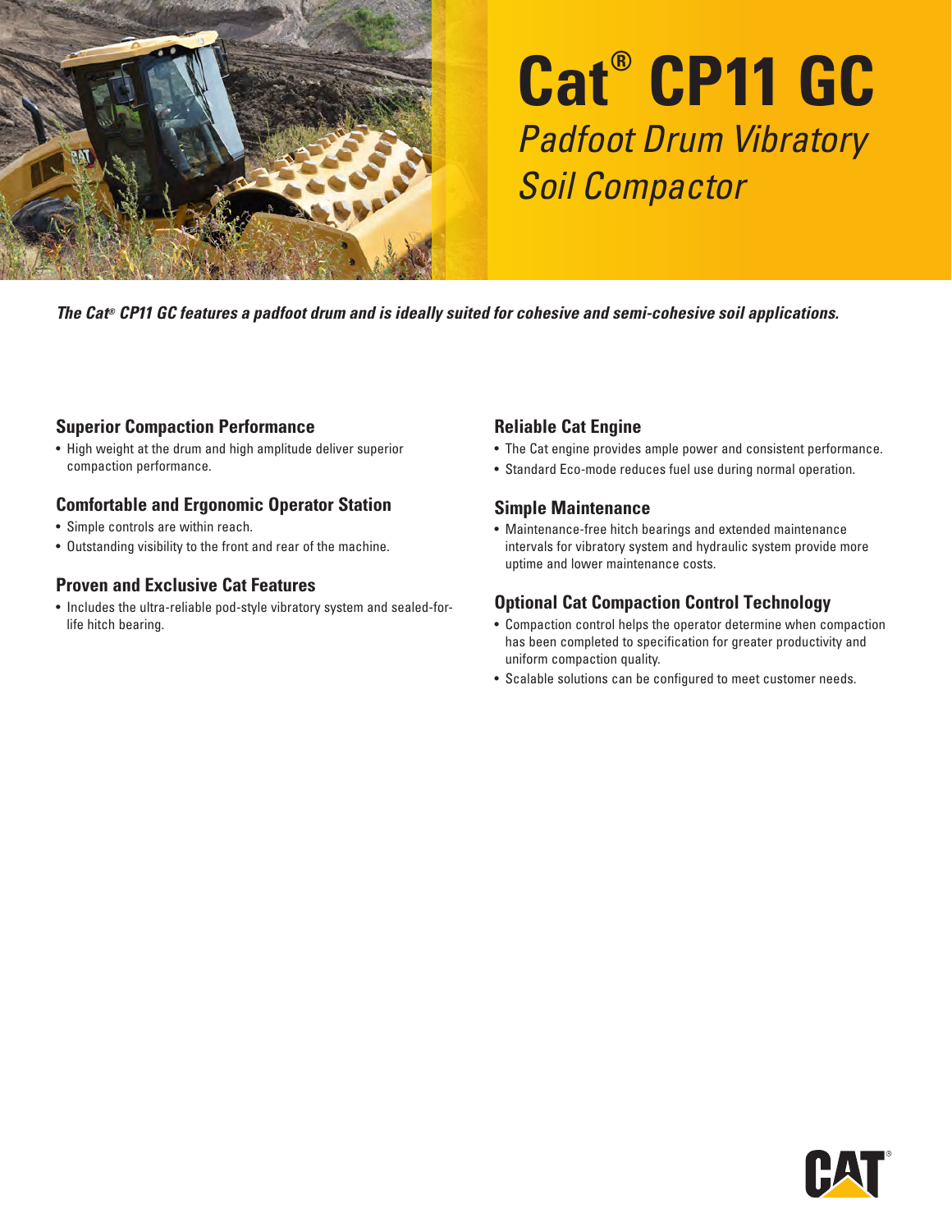# Cat® CP11 GC

*Padfoot Drum Vibratory Soil Compactor*

***The Cat® CP11 GC features a padfoot drum and is ideally suited for cohesive and semi-cohesive soil applications.***

### Superior Compaction Performance

- High weight at the drum and high amplitude deliver superior compaction performance.

### Comfortable and Ergonomic Operator Station

- Simple controls are within reach.
- Outstanding visibility to the front and rear of the machine.

### Proven and Exclusive Cat Features

- Includes the ultra-reliable pod-style vibratory system and sealed-for-life hitch bearing.

### Reliable Cat Engine

- The Cat engine provides ample power and consistent performance.
- Standard Eco-mode reduces fuel use during normal operation.

### Simple Maintenance

- Maintenance-free hitch bearings and extended maintenance intervals for vibratory system and hydraulic system provide more uptime and lower maintenance costs.

### Optional Cat Compaction Control Technology

- Compaction control helps the operator determine when compaction has been completed to specification for greater productivity and uniform compaction quality.
- Scalable solutions can be configured to meet customer needs.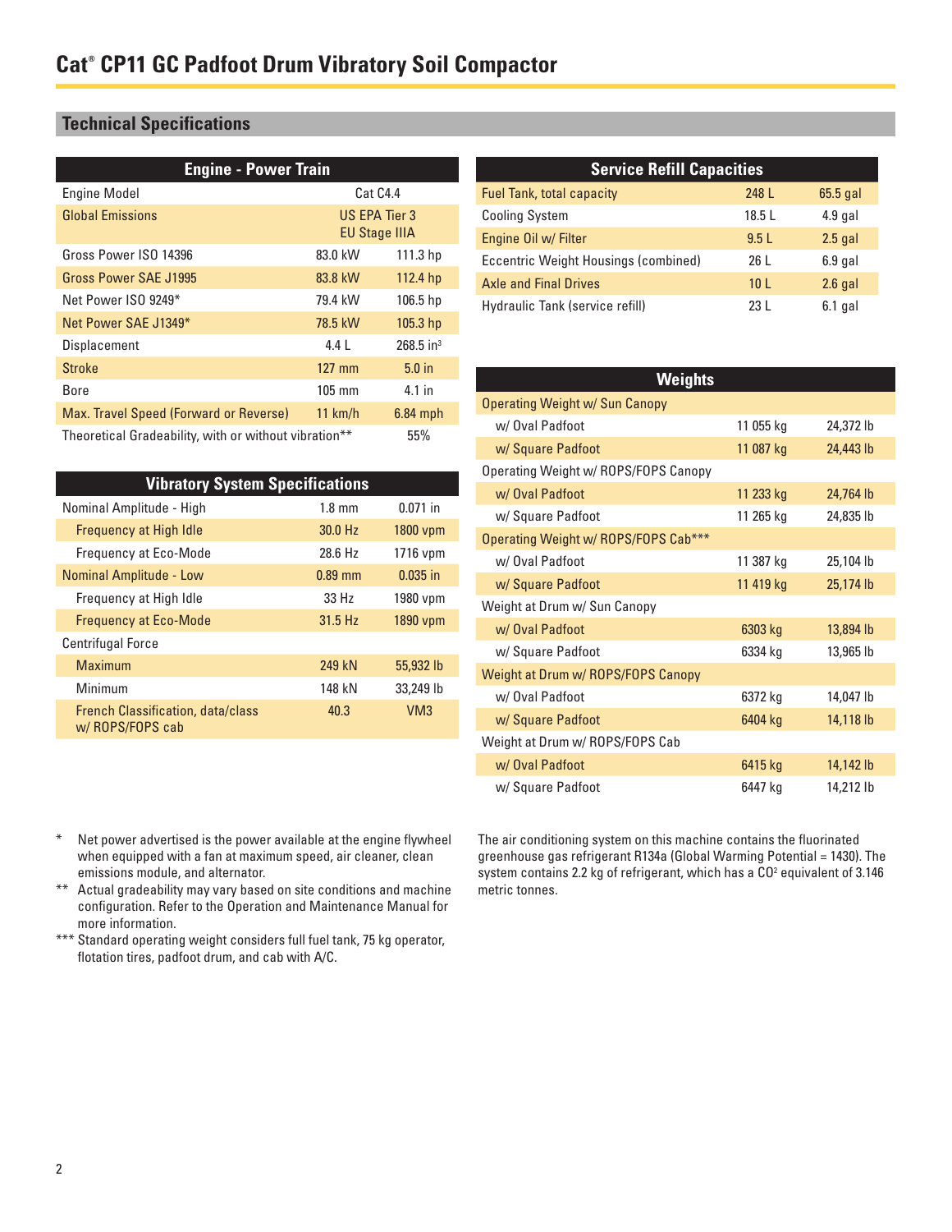# Cat® CP11 GC Padfoot Drum Vibratory Soil Compactor

## Technical Specifications

| Engine - Power Train | | |
|---|---|---|
| Engine Model | Cat C4.4 | |
| Global Emissions | US EPA Tier 3 EU Stage IIIA | |
| Gross Power ISO 14396 | 83.0 kW | 111.3 hp |
| Gross Power SAE J1995 | 83.8 kW | 112.4 hp |
| Net Power ISO 9249* | 79.4 kW | 106.5 hp |
| Net Power SAE J1349* | 78.5 kW | 105.3 hp |
| Displacement | 4.4 L | 268.5 in³ |
| Stroke | 127 mm | 5.0 in |
| Bore | 105 mm | 4.1 in |
| Max. Travel Speed (Forward or Reverse) | 11 km/h | 6.84 mph |
| Theoretical Gradeability, with or without vibration** | 55% | |

| Vibratory System Specifications | | |
|---|---|---|
| Nominal Amplitude - High | 1.8 mm | 0.071 in |
| Frequency at High Idle | 30.0 Hz | 1800 vpm |
| Frequency at Eco-Mode | 28.6 Hz | 1716 vpm |
| Nominal Amplitude - Low | 0.89 mm | 0.035 in |
| Frequency at High Idle | 33 Hz | 1980 vpm |
| Frequency at Eco-Mode | 31.5 Hz | 1890 vpm |
| Centrifugal Force | | |
| Maximum | 249 kN | 55,932 lb |
| Minimum | 148 kN | 33,249 lb |
| French Classification, data/class w/ ROPS/FOPS cab | 40.3 | VM3 |

| Service Refill Capacities | | |
|---|---|---|
| Fuel Tank, total capacity | 248 L | 65.5 gal |
| Cooling System | 18.5 L | 4.9 gal |
| Engine Oil w/ Filter | 9.5 L | 2.5 gal |
| Eccentric Weight Housings (combined) | 26 L | 6.9 gal |
| Axle and Final Drives | 10 L | 2.6 gal |
| Hydraulic Tank (service refill) | 23 L | 6.1 gal |

| Weights | | |
|---|---|---|
| Operating Weight w/ Sun Canopy | | |
| w/ Oval Padfoot | 11 055 kg | 24,372 lb |
| w/ Square Padfoot | 11 087 kg | 24,443 lb |
| Operating Weight w/ ROPS/FOPS Canopy | | |
| w/ Oval Padfoot | 11 233 kg | 24,764 lb |
| w/ Square Padfoot | 11 265 kg | 24,835 lb |
| Operating Weight w/ ROPS/FOPS Cab*** | | |
| w/ Oval Padfoot | 11 387 kg | 25,104 lb |
| w/ Square Padfoot | 11 419 kg | 25,174 lb |
| Weight at Drum w/ Sun Canopy | | |
| w/ Oval Padfoot | 6303 kg | 13,894 lb |
| w/ Square Padfoot | 6334 kg | 13,965 lb |
| Weight at Drum w/ ROPS/FOPS Canopy | | |
| w/ Oval Padfoot | 6372 kg | 14,047 lb |
| w/ Square Padfoot | 6404 kg | 14,118 lb |
| Weight at Drum w/ ROPS/FOPS Cab | | |
| w/ Oval Padfoot | 6415 kg | 14,142 lb |
| w/ Square Padfoot | 6447 kg | 14,212 lb |

\* Net power advertised is the power available at the engine flywheel when equipped with a fan at maximum speed, air cleaner, clean emissions module, and alternator.

\** Actual gradeability may vary based on site conditions and machine configuration. Refer to the Operation and Maintenance Manual for more information.

\*** Standard operating weight considers full fuel tank, 75 kg operator, flotation tires, padfoot drum, and cab with A/C.

The air conditioning system on this machine contains the fluorinated greenhouse gas refrigerant R134a (Global Warming Potential = 1430). The system contains 2.2 kg of refrigerant, which has a $CO_2$ equivalent of 3.146 metric tonnes.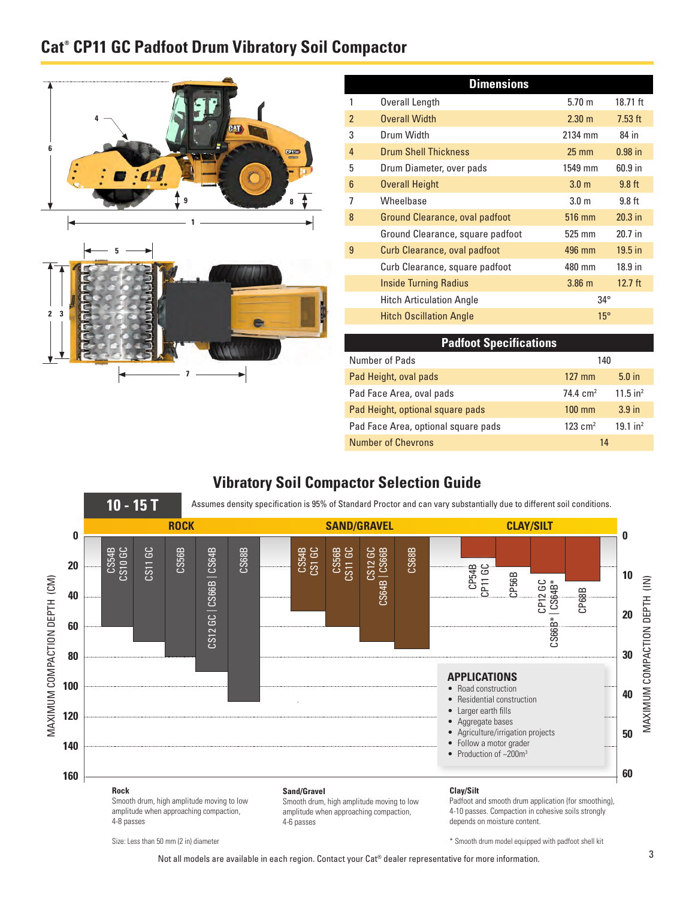# Cat® CP11 GC Padfoot Drum Vibratory Soil Compactor

| Dimensions | | | |
|---|---|---|---|
| 1 | Overall Length | 5.70 m | 18.71 ft |
| 2 | Overall Width | 2.30 m | 7.53 ft |
| 3 | Drum Width | 2134 mm | 84 in |
| 4 | Drum Shell Thickness | 25 mm | 0.98 in |
| 5 | Drum Diameter, over pads | 1549 mm | 60.9 in |
| 6 | Overall Height | 3.0 m | 9.8 ft |
| 7 | Wheelbase | 3.0 m | 9.8 ft |
| 8 | Ground Clearance, oval padfoot | 516 mm | 20.3 in |
| | Ground Clearance, square padfoot | 525 mm | 20.7 in |
| 9 | Curb Clearance, oval padfoot | 496 mm | 19.5 in |
| | Curb Clearance, square padfoot | 480 mm | 18.9 in |
| | Inside Turning Radius | 3.86 m | 12.7 ft |
| | Hitch Articulation Angle | 34° | |
| | Hitch Oscillation Angle | 15° | |

| Padfoot Specifications | | |
|---|---|---|
| Number of Pads | 140 | |
| Pad Height, oval pads | 127 mm | 5.0 in |
| Pad Face Area, oval pads | 74.4 cm² | 11.5 in² |
| Pad Height, optional square pads | 100 mm | 3.9 in |
| Pad Face Area, optional square pads | 123 cm² | 19.1 in² |
| Number of Chevrons | 14 | |

## Vibratory Soil Compactor Selection Guide

**10 - 15 T**

Assumes density specification is 95% of Standard Proctor and can vary substantially due to different soil conditions.

**ROCK** | **SAND/GRAVEL** | **CLAY/SILT**

Rock: CS54B CS10 GC; CS11 GC; CS56B; CS12 GC | CS66B | CS64B; CS68B

Sand/Gravel: CS54B CS1 GC; CS56B CS11 GC; CS12 GC CS64B | CS66B; CS68B

Clay/Silt: CP54B CP11 GC; CP56B; CP12 GC | CS64B* CS66B*; CP68B

MAXIMUM COMPACTION DEPTH (CM): 0, 20, 40, 60, 80, 100, 120, 140, 160

MAXIMUM COMPACTION DEPTH (IN): 0, 10, 20, 30, 40, 50, 60

**APPLICATIONS**
- Road construction
- Residential construction
- Larger earth fills
- Aggregate bases
- Agriculture/irrigation projects
- Follow a motor grader
- Production of ~200m³

**Rock**
Smooth drum, high amplitude moving to low amplitude when approaching compaction, 4-8 passes

**Sand/Gravel**
Smooth drum, high amplitude moving to low amplitude when approaching compaction, 4-6 passes

**Clay/Silt**
Padfoot and smooth drum application (for smoothing), 4-10 passes. Compaction in cohesive soils strongly depends on moisture content.

Size: Less than 50 mm (2 in) diameter

* Smooth drum model equipped with padfoot shell kit

Not all models are available in each region. Contact your Cat® dealer representative for more information.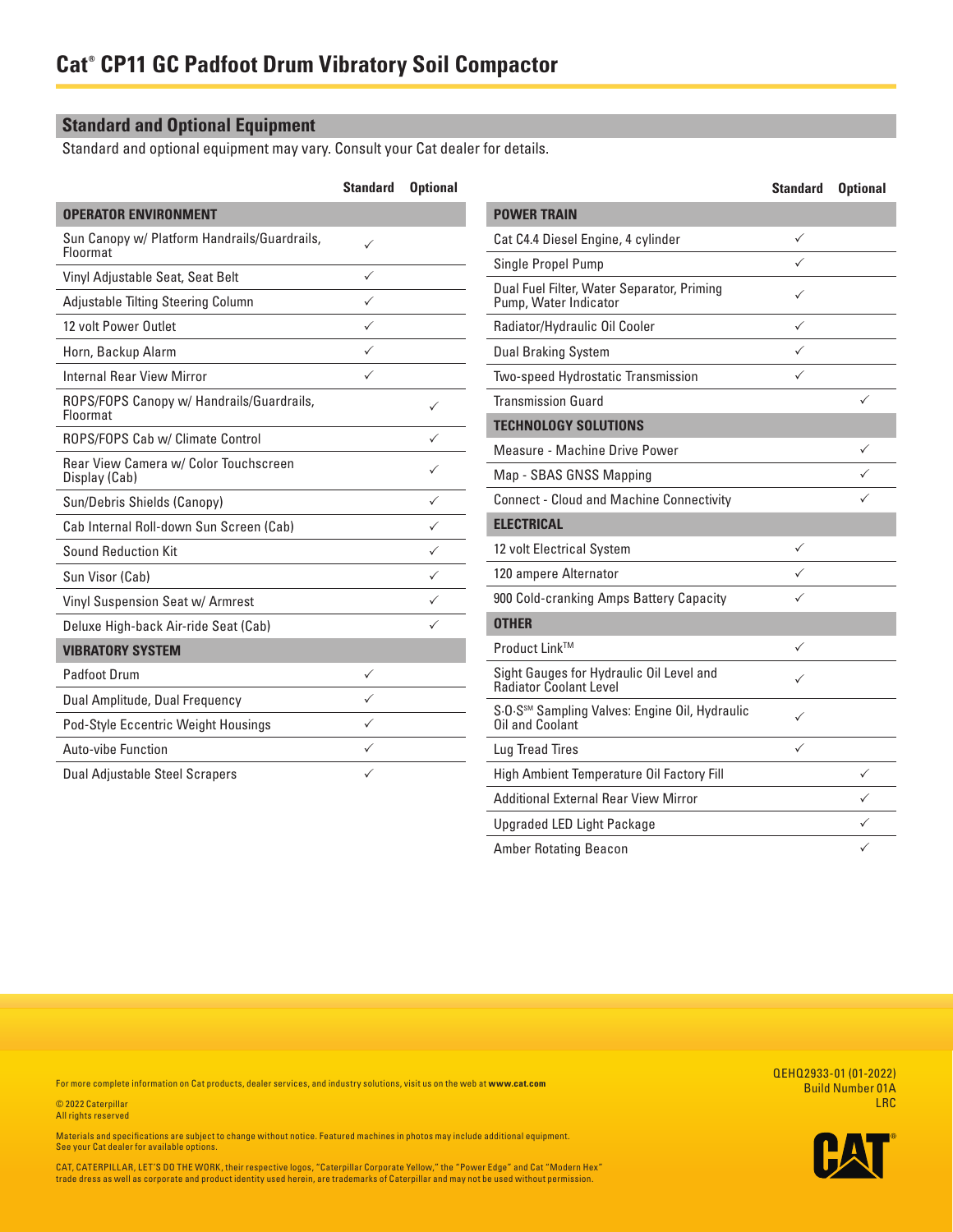# Cat® CP11 GC Padfoot Drum Vibratory Soil Compactor

## Standard and Optional Equipment

Standard and optional equipment may vary. Consult your Cat dealer for details.

| | Standard | Optional |
|---|---|---|
| **OPERATOR ENVIRONMENT** | | |
| Sun Canopy w/ Platform Handrails/Guardrails, Floormat | ✓ | |
| Vinyl Adjustable Seat, Seat Belt | ✓ | |
| Adjustable Tilting Steering Column | ✓ | |
| 12 volt Power Outlet | ✓ | |
| Horn, Backup Alarm | ✓ | |
| Internal Rear View Mirror | ✓ | |
| ROPS/FOPS Canopy w/ Handrails/Guardrails, Floormat | | ✓ |
| ROPS/FOPS Cab w/ Climate Control | | ✓ |
| Rear View Camera w/ Color Touchscreen Display (Cab) | | ✓ |
| Sun/Debris Shields (Canopy) | | ✓ |
| Cab Internal Roll-down Sun Screen (Cab) | | ✓ |
| Sound Reduction Kit | | ✓ |
| Sun Visor (Cab) | | ✓ |
| Vinyl Suspension Seat w/ Armrest | | ✓ |
| Deluxe High-back Air-ride Seat (Cab) | | ✓ |
| **VIBRATORY SYSTEM** | | |
| Padfoot Drum | ✓ | |
| Dual Amplitude, Dual Frequency | ✓ | |
| Pod-Style Eccentric Weight Housings | ✓ | |
| Auto-vibe Function | ✓ | |
| Dual Adjustable Steel Scrapers | ✓ | |

| | Standard | Optional |
|---|---|---|
| **POWER TRAIN** | | |
| Cat C4.4 Diesel Engine, 4 cylinder | ✓ | |
| Single Propel Pump | ✓ | |
| Dual Fuel Filter, Water Separator, Priming Pump, Water Indicator | ✓ | |
| Radiator/Hydraulic Oil Cooler | ✓ | |
| Dual Braking System | ✓ | |
| Two-speed Hydrostatic Transmission | ✓ | |
| Transmission Guard | | ✓ |
| **TECHNOLOGY SOLUTIONS** | | |
| Measure - Machine Drive Power | | ✓ |
| Map - SBAS GNSS Mapping | | ✓ |
| Connect - Cloud and Machine Connectivity | | ✓ |
| **ELECTRICAL** | | |
| 12 volt Electrical System | ✓ | |
| 120 ampere Alternator | ✓ | |
| 900 Cold-cranking Amps Battery Capacity | ✓ | |
| **OTHER** | | |
| Product Link™ | ✓ | |
| Sight Gauges for Hydraulic Oil Level and Radiator Coolant Level | ✓ | |
| S·O·S℠ Sampling Valves: Engine Oil, Hydraulic Oil and Coolant | ✓ | |
| Lug Tread Tires | ✓ | |
| High Ambient Temperature Oil Factory Fill | | ✓ |
| Additional External Rear View Mirror | | ✓ |
| Upgraded LED Light Package | | ✓ |
| Amber Rotating Beacon | | ✓ |

For more complete information on Cat products, dealer services, and industry solutions, visit us on the web at **www.cat.com**

© 2022 Caterpillar
All rights reserved

Materials and specifications are subject to change without notice. Featured machines in photos may include additional equipment. See your Cat dealer for available options.

CAT, CATERPILLAR, LET'S DO THE WORK, their respective logos, "Caterpillar Corporate Yellow," the "Power Edge" and Cat "Modern Hex" trade dress as well as corporate and product identity used herein, are trademarks of Caterpillar and may not be used without permission.

QEHQ2933-01 (01-2022)
Build Number 01A
LRC